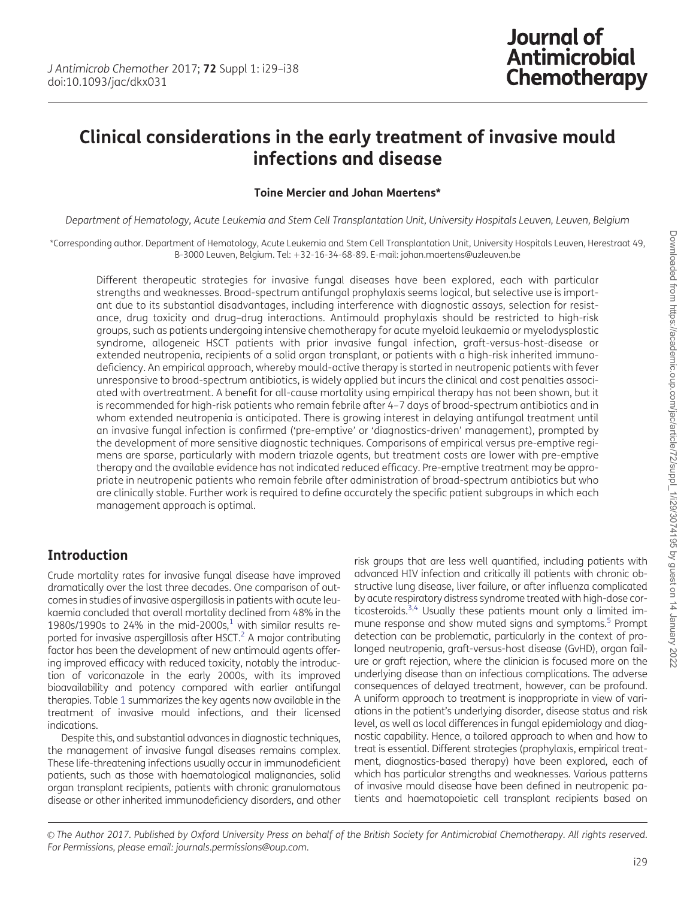# Clinical considerations in the early treatment of invasive mould infections and disease

**Toine Mercier and Johan Maertens***

*Department of Hematology, Acute Leukemia and Stem Cell Transplantation Unit, University Hospitals Leuven, Leuven, Belgium*

*Corresponding author. Department of Hematology, Acute Leukemia and Stem Cell Transplantation Unit, University Hospitals Leuven, Herestraat 49, B-3000 Leuven, Belgium. Tel: +32-16-34-68-89. E-mail: johan.maertens@uzleuven.be

Different therapeutic strategies for invasive fungal diseases have been explored, each with particular strengths and weaknesses. Broad-spectrum antifungal prophylaxis seems logical, but selective use is important due to its substantial disadvantages, including interference with diagnostic assays, selection for resistance, drug toxicity and drug–drug interactions. Antimould prophylaxis should be restricted to high-risk groups, such as patients undergoing intensive chemotherapy for acute myeloid leukaemia or myelodysplastic syndrome, allogeneic HSCT patients with prior invasive fungal infection, graft-versus-host-disease or extended neutropenia, recipients of a solid organ transplant, or patients with a high-risk inherited immunodeficiency. An empirical approach, whereby mould-active therapy is started in neutropenic patients with fever unresponsive to broad-spectrum antibiotics, is widely applied but incurs the clinical and cost penalties associated with overtreatment. A benefit for all-cause mortality using empirical therapy has not been shown, but it is recommended for high-risk patients who remain febrile after 4–7 days of broad-spectrum antibiotics and in whom extended neutropenia is anticipated. There is growing interest in delaying antifungal treatment until an invasive fungal infection is confirmed ('pre-emptive' or 'diagnostics-driven' management), prompted by the development of more sensitive diagnostic techniques. Comparisons of empirical versus pre-emptive regimens are sparse, particularly with modern triazole agents, but treatment costs are lower with pre-emptive therapy and the available evidence has not indicated reduced efficacy. Pre-emptive treatment may be appropriate in neutropenic patients who remain febrile after administration of broad-spectrum antibiotics but who are clinically stable. Further work is required to define accurately the specific patient subgroups in which each management approach is optimal.

## Introduction

Crude mortality rates for invasive fungal disease have improved dramatically over the last three decades. One comparison of outcomes in studies of invasive aspergillosis in patients with acute leukaemia concluded that overall mortality declined from 48% in the 1980s/1990s to 24% in the mid-2000s,[1] with similar results reported for invasive aspergillosis after HSCT.[2] A major contributing factor has been the development of new antimould agents offering improved efficacy with reduced toxicity, notably the introduction of voriconazole in the early 2000s, with its improved bioavailability and potency compared with earlier antifungal therapies. Table 1 summarizes the key agents now available in the treatment of invasive mould infections, and their licensed indications.

Despite this, and substantial advances in diagnostic techniques, the management of invasive fungal diseases remains complex. These life-threatening infections usually occur in immunodeficient patients, such as those with haematological malignancies, solid organ transplant recipients, patients with chronic granulomatous disease or other inherited immunodeficiency disorders, and other risk groups that are less well quantified, including patients with advanced HIV infection and critically ill patients with chronic obstructive lung disease, liver failure, or after influenza complicated by acute respiratory distress syndrome treated with high-dose corticosteroids.[3,4] Usually these patients mount only a limited immune response and show muted signs and symptoms.[5] Prompt detection can be problematic, particularly in the context of prolonged neutropenia, graft-versus-host disease (GvHD), organ failure or graft rejection, where the clinician is focused more on the underlying disease than on infectious complications. The adverse consequences of delayed treatment, however, can be profound. A uniform approach to treatment is inappropriate in view of variations in the patient's underlying disorder, disease status and risk level, as well as local differences in fungal epidemiology and diagnostic capability. Hence, a tailored approach to when and how to treat is essential. Different strategies (prophylaxis, empirical treatment, diagnostics-based therapy) have been explored, each of which has particular strengths and weaknesses. Various patterns of invasive mould disease have been defined in neutropenic patients and haematopoietic cell transplant recipients based on

© The Author 2017. Published by Oxford University Press on behalf of the British Society for Antimicrobial Chemotherapy. All rights reserved. For Permissions, please email: journals.permissions@oup.com.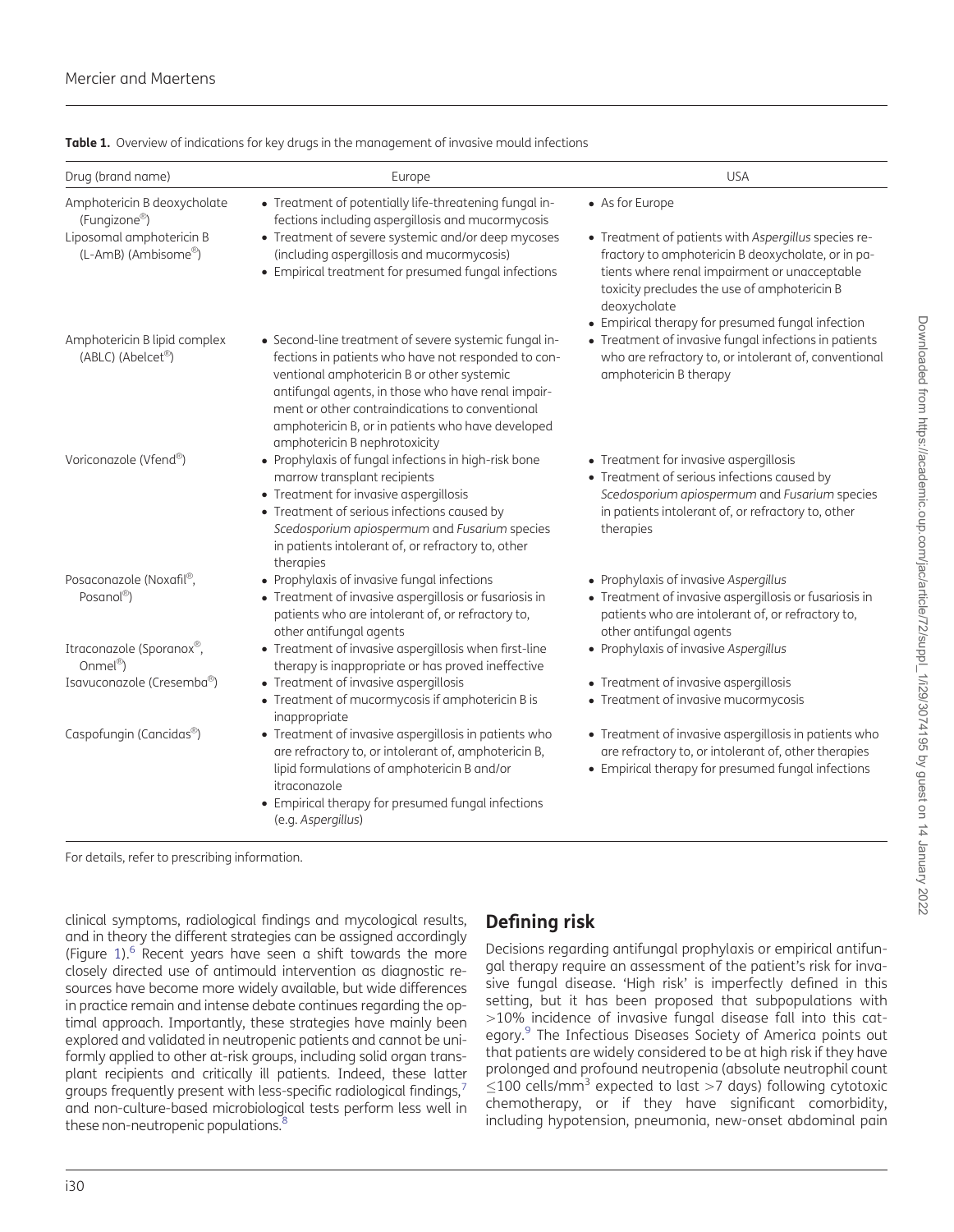**Table 1.** Overview of indications for key drugs in the management of invasive mould infections

| Drug (brand name) | Europe | USA |
|---|---|---|
| Amphotericin B deoxycholate (Fungizone®) | • Treatment of potentially life-threatening fungal infections including aspergillosis and mucormycosis | • As for Europe |
| Liposomal amphotericin B (L-AmB) (Ambisome®) | • Treatment of severe systemic and/or deep mycoses (including aspergillosis and mucormycosis)<br>• Empirical treatment for presumed fungal infections | • Treatment of patients with *Aspergillus* species refractory to amphotericin B deoxycholate, or in patients where renal impairment or unacceptable toxicity precludes the use of amphotericin B deoxycholate<br>• Empirical therapy for presumed fungal infection |
| Amphotericin B lipid complex (ABLC) (Abelcet®) | • Second-line treatment of severe systemic fungal infections in patients who have not responded to conventional amphotericin B or other systemic antifungal agents, in those who have renal impairment or other contraindications to conventional amphotericin B, or in patients who have developed amphotericin B nephrotoxicity | • Treatment of invasive fungal infections in patients who are refractory to, or intolerant of, conventional amphotericin B therapy |
| Voriconazole (Vfend®) | • Prophylaxis of fungal infections in high-risk bone marrow transplant recipients<br>• Treatment for invasive aspergillosis<br>• Treatment of serious infections caused by *Scedosporium apiospermum* and *Fusarium* species in patients intolerant of, or refractory to, other therapies | • Treatment for invasive aspergillosis<br>• Treatment of serious infections caused by *Scedosporium apiospermum* and *Fusarium* species in patients intolerant of, or refractory to, other therapies |
| Posaconazole (Noxafil®, Posanol®) | • Prophylaxis of invasive fungal infections<br>• Treatment of invasive aspergillosis or fusariosis in patients who are intolerant of, or refractory to, other antifungal agents | • Prophylaxis of invasive *Aspergillus*<br>• Treatment of invasive aspergillosis or fusariosis in patients who are intolerant of, or refractory to, other antifungal agents |
| Itraconazole (Sporanox®, Onmel®) | • Treatment of invasive aspergillosis when first-line therapy is inappropriate or has proved ineffective | • Prophylaxis of invasive *Aspergillus* |
| Isavuconazole (Cresemba®) | • Treatment of invasive aspergillosis<br>• Treatment of mucormycosis if amphotericin B is inappropriate | • Treatment of invasive aspergillosis<br>• Treatment of invasive mucormycosis |
| Caspofungin (Cancidas®) | • Treatment of invasive aspergillosis in patients who are refractory to, or intolerant of, amphotericin B, lipid formulations of amphotericin B and/or itraconazole<br>• Empirical therapy for presumed fungal infections (e.g. *Aspergillus*) | • Treatment of invasive aspergillosis in patients who are refractory to, or intolerant of, other therapies<br>• Empirical therapy for presumed fungal infections |

For details, refer to prescribing information.

clinical symptoms, radiological findings and mycological results, and in theory the different strategies can be assigned accordingly (Figure 1).[6] Recent years have seen a shift towards the more closely directed use of antimould intervention as diagnostic resources have become more widely available, but wide differences in practice remain and intense debate continues regarding the optimal approach. Importantly, these strategies have mainly been explored and validated in neutropenic patients and cannot be uniformly applied to other at-risk groups, including solid organ transplant recipients and critically ill patients. Indeed, these latter groups frequently present with less-specific radiological findings,[7] and non-culture-based microbiological tests perform less well in these non-neutropenic populations.[8]

## Defining risk

Decisions regarding antifungal prophylaxis or empirical antifungal therapy require an assessment of the patient's risk for invasive fungal disease. 'High risk' is imperfectly defined in this setting, but it has been proposed that subpopulations with >10% incidence of invasive fungal disease fall into this category.[9] The Infectious Diseases Society of America points out that patients are widely considered to be at high risk if they have prolonged and profound neutropenia (absolute neutrophil count $\leq$100 cells/mm$^3$ expected to last >7 days) following cytotoxic chemotherapy, or if they have significant comorbidity, including hypotension, pneumonia, new-onset abdominal pain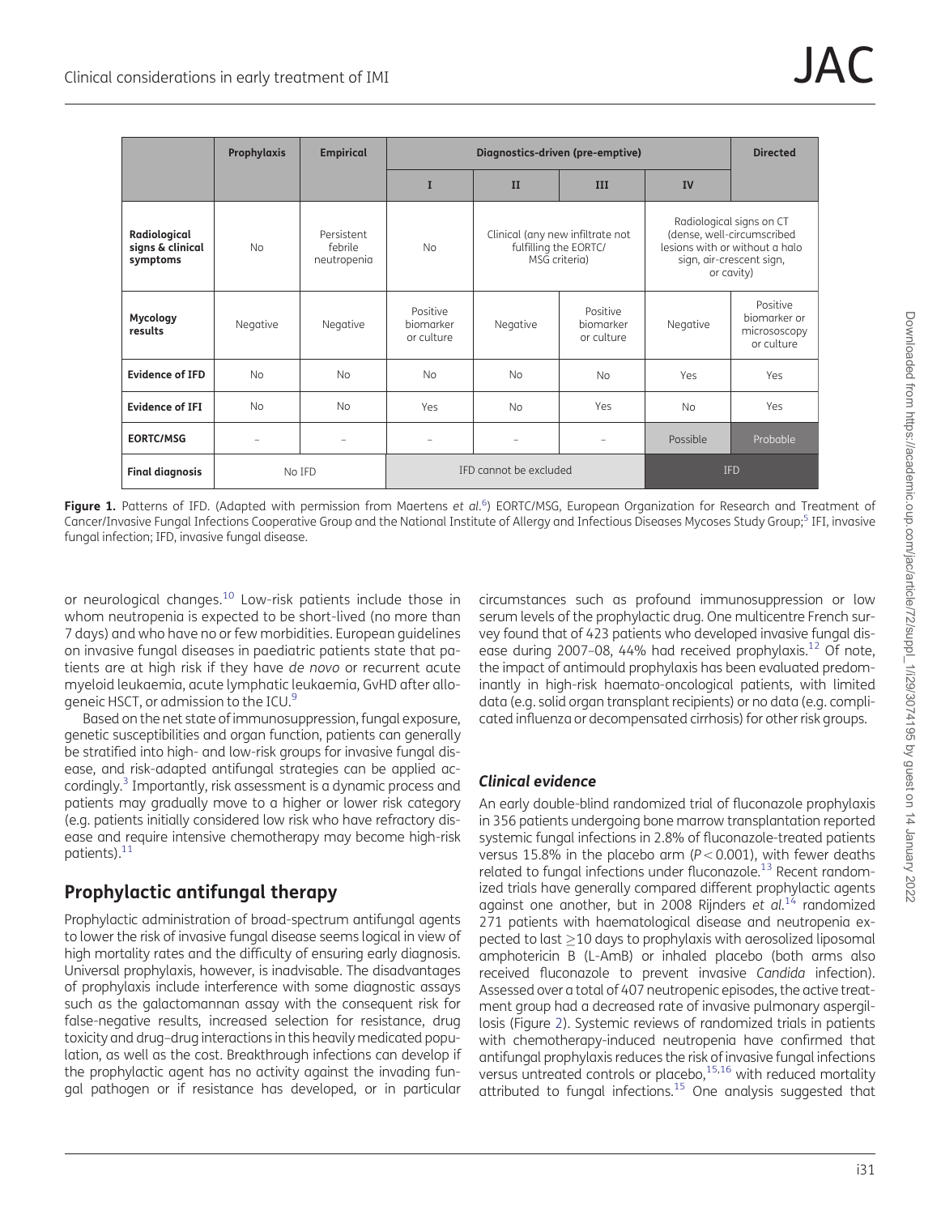| | Prophylaxis | Empirical | Diagnostics-driven (pre-emptive) | | | | Directed |
|---|---|---|---|---|---|---|---|
| | | | I | II | III | IV | |
| **Radiological signs & clinical symptoms** | No | Persistent febrile neutropenia | No | Clinical (any new infiltrate not fulfilling the EORTC/MSG criteria) | | Radiological signs on CT (dense, well-circumscribed lesions with or without a halo sign, air-crescent sign, or cavity) | |
| **Mycology results** | Negative | Negative | Positive biomarker or culture | Negative | Positive biomarker or culture | Negative | Positive biomarker or micrososcopy or culture |
| **Evidence of IFD** | No | No | No | No | No | Yes | Yes |
| **Evidence of IFI** | No | No | Yes | No | Yes | No | Yes |
| **EORTC/MSG** | – | – | – | – | – | Possible | Probable |
| **Final diagnosis** | No IFD | | IFD cannot be excluded | | | IFD | |

**Figure 1.** Patterns of IFD. (Adapted with permission from Maertens *et al.*[6]) EORTC/MSG, European Organization for Research and Treatment of Cancer/Invasive Fungal Infections Cooperative Group and the National Institute of Allergy and Infectious Diseases Mycoses Study Group;[5] IFI, invasive fungal infection; IFD, invasive fungal disease.

or neurological changes.[10] Low-risk patients include those in whom neutropenia is expected to be short-lived (no more than 7 days) and who have no or few morbidities. European guidelines on invasive fungal diseases in paediatric patients state that patients are at high risk if they have *de novo* or recurrent acute myeloid leukaemia, acute lymphatic leukaemia, GvHD after allogeneic HSCT, or admission to the ICU.[9]

Based on the net state of immunosuppression, fungal exposure, genetic susceptibilities and organ function, patients can generally be stratified into high- and low-risk groups for invasive fungal disease, and risk-adapted antifungal strategies can be applied accordingly.[3] Importantly, risk assessment is a dynamic process and patients may gradually move to a higher or lower risk category (e.g. patients initially considered low risk who have refractory disease and require intensive chemotherapy may become high-risk patients).[11]

## Prophylactic antifungal therapy

Prophylactic administration of broad-spectrum antifungal agents to lower the risk of invasive fungal disease seems logical in view of high mortality rates and the difficulty of ensuring early diagnosis. Universal prophylaxis, however, is inadvisable. The disadvantages of prophylaxis include interference with some diagnostic assays such as the galactomannan assay with the consequent risk for false-negative results, increased selection for resistance, drug toxicity and drug–drug interactions in this heavily medicated population, as well as the cost. Breakthrough infections can develop if the prophylactic agent has no activity against the invading fungal pathogen or if resistance has developed, or in particular circumstances such as profound immunosuppression or low serum levels of the prophylactic drug. One multicentre French survey found that of 423 patients who developed invasive fungal disease during 2007–08, 44% had received prophylaxis.[12] Of note, the impact of antimould prophylaxis has been evaluated predominantly in high-risk haemato-oncological patients, with limited data (e.g. solid organ transplant recipients) or no data (e.g. complicated influenza or decompensated cirrhosis) for other risk groups.

### *Clinical evidence*

An early double-blind randomized trial of fluconazole prophylaxis in 356 patients undergoing bone marrow transplantation reported systemic fungal infections in 2.8% of fluconazole-treated patients versus 15.8% in the placebo arm ($P < 0.001$), with fewer deaths related to fungal infections under fluconazole.[13] Recent randomized trials have generally compared different prophylactic agents against one another, but in 2008 Rijnders *et al.*[14] randomized 271 patients with haematological disease and neutropenia expected to last $\geq$10 days to prophylaxis with aerosolized liposomal amphotericin B (L-AmB) or inhaled placebo (both arms also received fluconazole to prevent invasive *Candida* infection). Assessed over a total of 407 neutropenic episodes, the active treatment group had a decreased rate of invasive pulmonary aspergillosis (Figure 2). Systemic reviews of randomized trials in patients with chemotherapy-induced neutropenia have confirmed that antifungal prophylaxis reduces the risk of invasive fungal infections versus untreated controls or placebo,[15,16] with reduced mortality attributed to fungal infections.[15] One analysis suggested that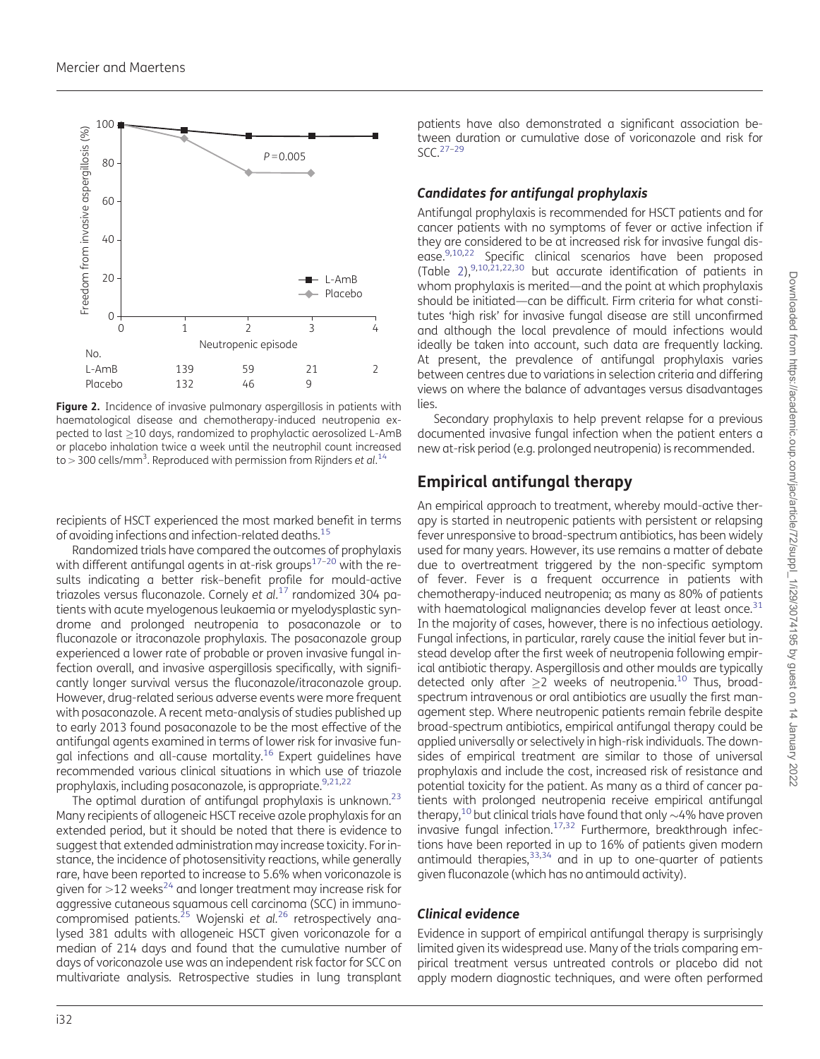**Figure 2.** Incidence of invasive pulmonary aspergillosis in patients with haematological disease and chemotherapy-induced neutropenia expected to last ≥10 days, randomized to prophylactic aerosolized L-AmB or placebo inhalation twice a week until the neutrophil count increased to > 300 cells/mm$^3$. Reproduced with permission from Rijnders *et al.*[14]

recipients of HSCT experienced the most marked benefit in terms of avoiding infections and infection-related deaths.[15]

Randomized trials have compared the outcomes of prophylaxis with different antifungal agents in at-risk groups[17–20] with the results indicating a better risk–benefit profile for mould-active triazoles versus fluconazole. Cornely *et al.*[17] randomized 304 patients with acute myelogenous leukaemia or myelodysplastic syndrome and prolonged neutropenia to posaconazole or to fluconazole or itraconazole prophylaxis. The posaconazole group experienced a lower rate of probable or proven invasive fungal infection overall, and invasive aspergillosis specifically, with significantly longer survival versus the fluconazole/itraconazole group. However, drug-related serious adverse events were more frequent with posaconazole. A recent meta-analysis of studies published up to early 2013 found posaconazole to be the most effective of the antifungal agents examined in terms of lower risk for invasive fungal infections and all-cause mortality.[16] Expert guidelines have recommended various clinical situations in which use of triazole prophylaxis, including posaconazole, is appropriate.[9,21,22]

The optimal duration of antifungal prophylaxis is unknown.[23] Many recipients of allogeneic HSCT receive azole prophylaxis for an extended period, but it should be noted that there is evidence to suggest that extended administration may increase toxicity. For instance, the incidence of photosensitivity reactions, while generally rare, have been reported to increase to 5.6% when voriconazole is given for >12 weeks[24] and longer treatment may increase risk for aggressive cutaneous squamous cell carcinoma (SCC) in immunocompromised patients.[25] Wojenski *et al.*[26] retrospectively analysed 381 adults with allogeneic HSCT given voriconazole for a median of 214 days and found that the cumulative number of days of voriconazole use was an independent risk factor for SCC on multivariate analysis. Retrospective studies in lung transplant patients have also demonstrated a significant association between duration or cumulative dose of voriconazole and risk for SCC.[27–29]

### *Candidates for antifungal prophylaxis*

Antifungal prophylaxis is recommended for HSCT patients and for cancer patients with no symptoms of fever or active infection if they are considered to be at increased risk for invasive fungal disease.[9,10,22] Specific clinical scenarios have been proposed (Table 2),[9,10,21,22,30] but accurate identification of patients in whom prophylaxis is merited—and the point at which prophylaxis should be initiated—can be difficult. Firm criteria for what constitutes 'high risk' for invasive fungal disease are still unconfirmed and although the local prevalence of mould infections would ideally be taken into account, such data are frequently lacking. At present, the prevalence of antifungal prophylaxis varies between centres due to variations in selection criteria and differing views on where the balance of advantages versus disadvantages lies.

Secondary prophylaxis to help prevent relapse for a previous documented invasive fungal infection when the patient enters a new at-risk period (e.g. prolonged neutropenia) is recommended.

## Empirical antifungal therapy

An empirical approach to treatment, whereby mould-active therapy is started in neutropenic patients with persistent or relapsing fever unresponsive to broad-spectrum antibiotics, has been widely used for many years. However, its use remains a matter of debate due to overtreatment triggered by the non-specific symptom of fever. Fever is a frequent occurrence in patients with chemotherapy-induced neutropenia; as many as 80% of patients with haematological malignancies develop fever at least once.[31] In the majority of cases, however, there is no infectious aetiology. Fungal infections, in particular, rarely cause the initial fever but instead develop after the first week of neutropenia following empirical antibiotic therapy. Aspergillosis and other moulds are typically detected only after ≥2 weeks of neutropenia.[10] Thus, broad-spectrum intravenous or oral antibiotics are usually the first management step. Where neutropenic patients remain febrile despite broad-spectrum antibiotics, empirical antifungal therapy could be applied universally or selectively in high-risk individuals. The downsides of empirical treatment are similar to those of universal prophylaxis and include the cost, increased risk of resistance and potential toxicity for the patient. As many as a third of cancer patients with prolonged neutropenia receive empirical antifungal therapy,[10] but clinical trials have found that only ∼4% have proven invasive fungal infection.[17,32] Furthermore, breakthrough infections have been reported in up to 16% of patients given modern antimould therapies,[33,34] and in up to one-quarter of patients given fluconazole (which has no antimould activity).

### *Clinical evidence*

Evidence in support of empirical antifungal therapy is surprisingly limited given its widespread use. Many of the trials comparing empirical treatment versus untreated controls or placebo did not apply modern diagnostic techniques, and were often performed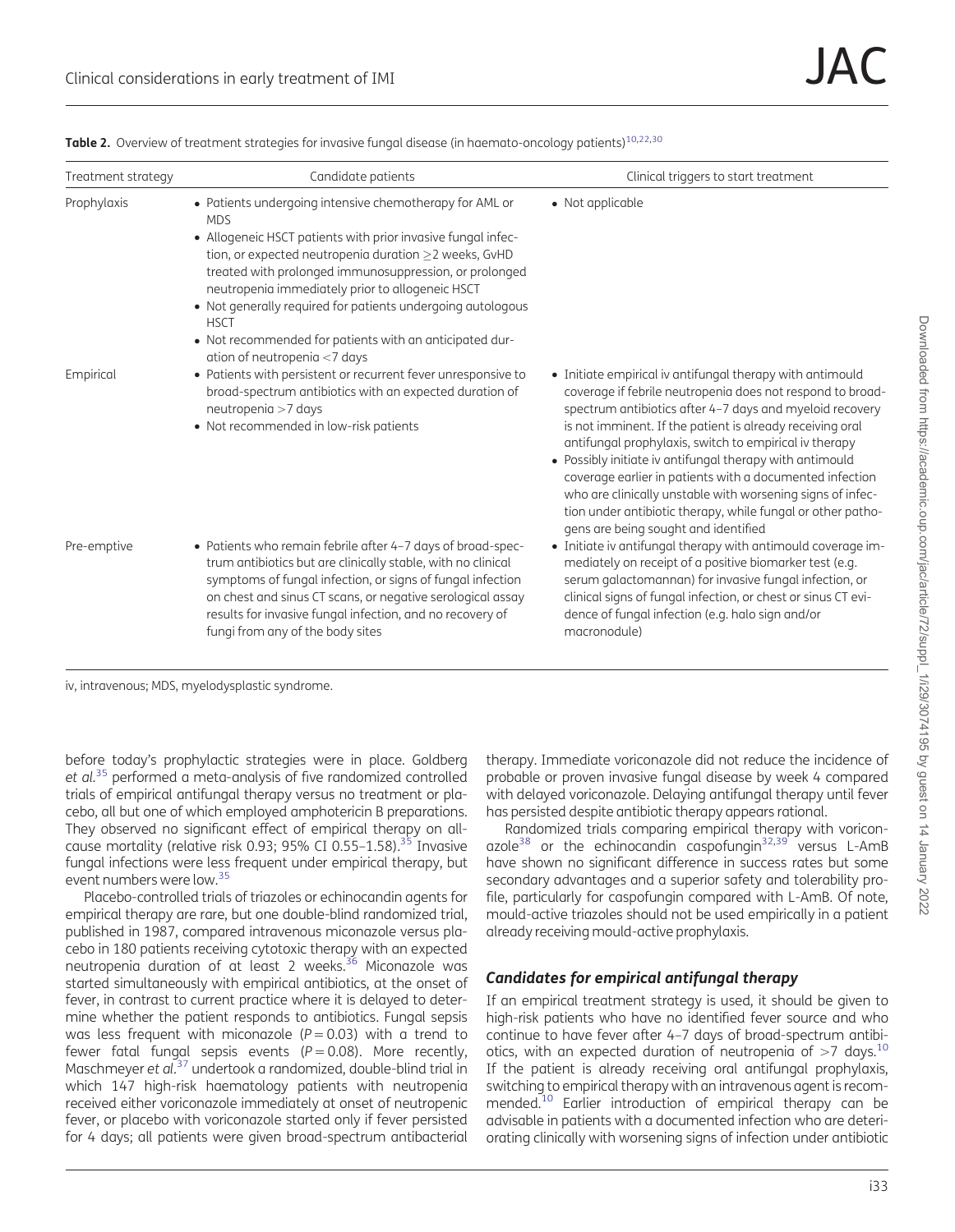**Table 2.** Overview of treatment strategies for invasive fungal disease (in haemato-oncology patients)[10,22,30]

| Treatment strategy | Candidate patients | Clinical triggers to start treatment |
|---|---|---|
| Prophylaxis | • Patients undergoing intensive chemotherapy for AML or MDS<br>• Allogeneic HSCT patients with prior invasive fungal infection, or expected neutropenia duration ≥2 weeks, GvHD treated with prolonged immunosuppression, or prolonged neutropenia immediately prior to allogeneic HSCT<br>• Not generally required for patients undergoing autologous HSCT<br>• Not recommended for patients with an anticipated duration of neutropenia <7 days | • Not applicable |
| Empirical | • Patients with persistent or recurrent fever unresponsive to broad-spectrum antibiotics with an expected duration of neutropenia >7 days<br>• Not recommended in low-risk patients | • Initiate empirical iv antifungal therapy with antimould coverage if febrile neutropenia does not respond to broad-spectrum antibiotics after 4–7 days and myeloid recovery is not imminent. If the patient is already receiving oral antifungal prophylaxis, switch to empirical iv therapy<br>• Possibly initiate iv antifungal therapy with antimould coverage earlier in patients with a documented infection who are clinically unstable with worsening signs of infection under antibiotic therapy, while fungal or other pathogens are being sought and identified |
| Pre-emptive | • Patients who remain febrile after 4–7 days of broad-spectrum antibiotics but are clinically stable, with no clinical symptoms of fungal infection, or signs of fungal infection on chest and sinus CT scans, or negative serological assay results for invasive fungal infection, and no recovery of fungi from any of the body sites | • Initiate iv antifungal therapy with antimould coverage immediately on receipt of a positive biomarker test (e.g. serum galactomannan) for invasive fungal infection, or clinical signs of fungal infection, or chest or sinus CT evidence of fungal infection (e.g. halo sign and/or macronodule) |

iv, intravenous; MDS, myelodysplastic syndrome.

before today's prophylactic strategies were in place. Goldberg *et al.*[35] performed a meta-analysis of five randomized controlled trials of empirical antifungal therapy versus no treatment or placebo, all but one of which employed amphotericin B preparations. They observed no significant effect of empirical therapy on all-cause mortality (relative risk 0.93; 95% CI 0.55–1.58).[35] Invasive fungal infections were less frequent under empirical therapy, but event numbers were low.[35]

Placebo-controlled trials of triazoles or echinocandin agents for empirical therapy are rare, but one double-blind randomized trial, published in 1987, compared intravenous miconazole versus placebo in 180 patients receiving cytotoxic therapy with an expected neutropenia duration of at least 2 weeks.[36] Miconazole was started simultaneously with empirical antibiotics, at the onset of fever, in contrast to current practice where it is delayed to determine whether the patient responds to antibiotics. Fungal sepsis was less frequent with miconazole ($P = 0.03$) with a trend to fewer fatal fungal sepsis events ($P = 0.08$). More recently, Maschmeyer *et al.*[37] undertook a randomized, double-blind trial in which 147 high-risk haematology patients with neutropenia received either voriconazole immediately at onset of neutropenic fever, or placebo with voriconazole started only if fever persisted for 4 days; all patients were given broad-spectrum antibacterial therapy. Immediate voriconazole did not reduce the incidence of probable or proven invasive fungal disease by week 4 compared with delayed voriconazole. Delaying antifungal therapy until fever has persisted despite antibiotic therapy appears rational.

Randomized trials comparing empirical therapy with voriconazole[38] or the echinocandin caspofungin[32,39] versus L-AmB have shown no significant difference in success rates but some secondary advantages and a superior safety and tolerability profile, particularly for caspofungin compared with L-AmB. Of note, mould-active triazoles should not be used empirically in a patient already receiving mould-active prophylaxis.

### *Candidates for empirical antifungal therapy*

If an empirical treatment strategy is used, it should be given to high-risk patients who have no identified fever source and who continue to have fever after 4–7 days of broad-spectrum antibiotics, with an expected duration of neutropenia of >7 days.[10] If the patient is already receiving oral antifungal prophylaxis, switching to empirical therapy with an intravenous agent is recommended.[10] Earlier introduction of empirical therapy can be advisable in patients with a documented infection who are deteriorating clinically with worsening signs of infection under antibiotic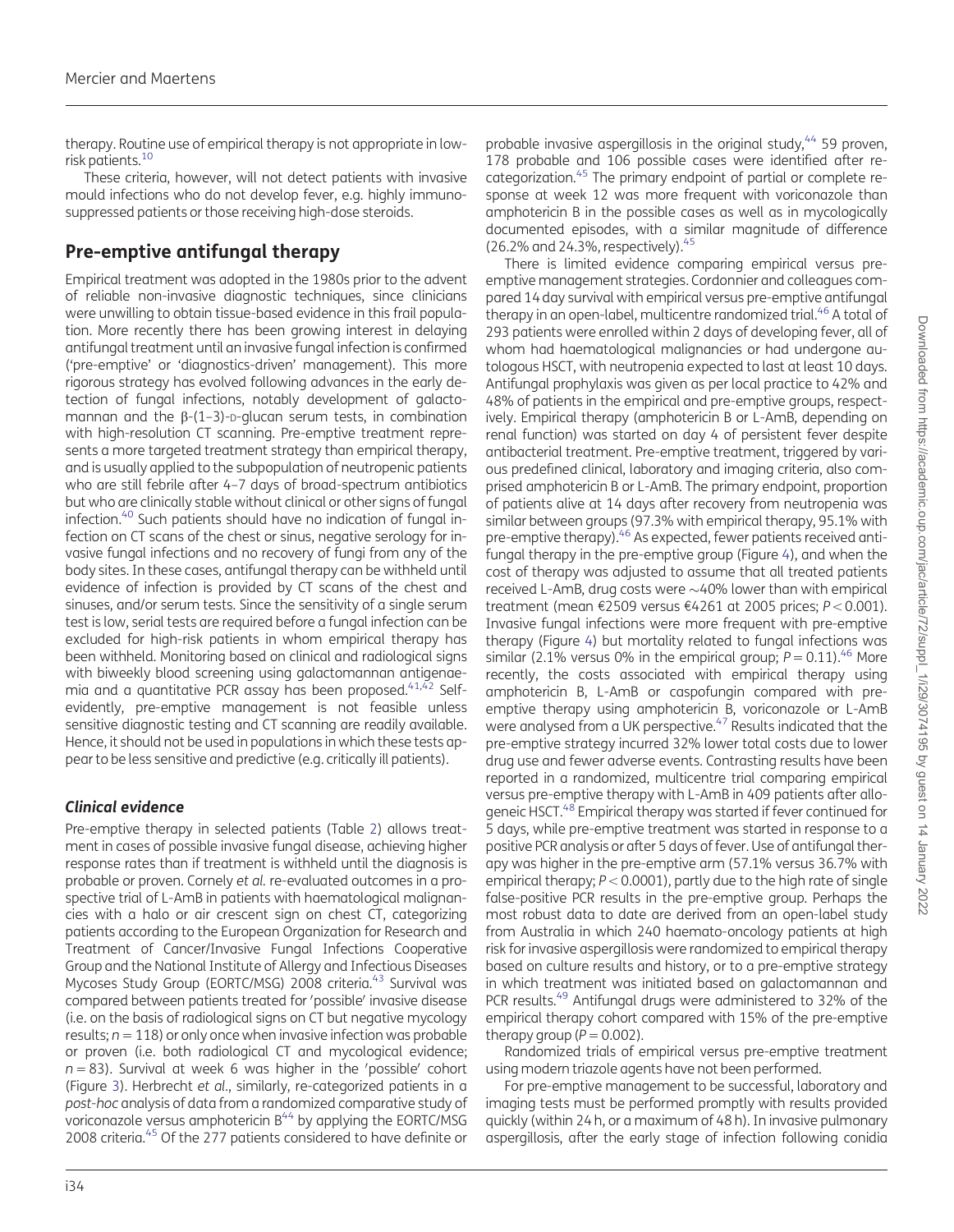therapy. Routine use of empirical therapy is not appropriate in low-risk patients.[10]

These criteria, however, will not detect patients with invasive mould infections who do not develop fever, e.g. highly immunosuppressed patients or those receiving high-dose steroids.

## Pre-emptive antifungal therapy

Empirical treatment was adopted in the 1980s prior to the advent of reliable non-invasive diagnostic techniques, since clinicians were unwilling to obtain tissue-based evidence in this frail population. More recently there has been growing interest in delaying antifungal treatment until an invasive fungal infection is confirmed ('pre-emptive' or 'diagnostics-driven' management). This more rigorous strategy has evolved following advances in the early detection of fungal infections, notably development of galactomannan and the β-(1–3)-D-glucan serum tests, in combination with high-resolution CT scanning. Pre-emptive treatment represents a more targeted treatment strategy than empirical therapy, and is usually applied to the subpopulation of neutropenic patients who are still febrile after 4–7 days of broad-spectrum antibiotics but who are clinically stable without clinical or other signs of fungal infection.[40] Such patients should have no indication of fungal infection on CT scans of the chest or sinus, negative serology for invasive fungal infections and no recovery of fungi from any of the body sites. In these cases, antifungal therapy can be withheld until evidence of infection is provided by CT scans of the chest and sinuses, and/or serum tests. Since the sensitivity of a single serum test is low, serial tests are required before a fungal infection can be excluded for high-risk patients in whom empirical therapy has been withheld. Monitoring based on clinical and radiological signs with biweekly blood screening using galactomannan antigenaemia and a quantitative PCR assay has been proposed.[41,42] Self-evidently, pre-emptive management is not feasible unless sensitive diagnostic testing and CT scanning are readily available. Hence, it should not be used in populations in which these tests appear to be less sensitive and predictive (e.g. critically ill patients).

### Clinical evidence

Pre-emptive therapy in selected patients (Table 2) allows treatment in cases of possible invasive fungal disease, achieving higher response rates than if treatment is withheld until the diagnosis is probable or proven. Cornely *et al.* re-evaluated outcomes in a prospective trial of L-AmB in patients with haematological malignancies with a halo or air crescent sign on chest CT, categorizing patients according to the European Organization for Research and Treatment of Cancer/Invasive Fungal Infections Cooperative Group and the National Institute of Allergy and Infectious Diseases Mycoses Study Group (EORTC/MSG) 2008 criteria.[43] Survival was compared between patients treated for 'possible' invasive disease (i.e. on the basis of radiological signs on CT but negative mycology results; $n = 118$) or only once when invasive infection was probable or proven (i.e. both radiological CT and mycological evidence; $n = 83$). Survival at week 6 was higher in the 'possible' cohort (Figure 3). Herbrecht *et al.*, similarly, re-categorized patients in a *post-hoc* analysis of data from a randomized comparative study of voriconazole versus amphotericin B[44] by applying the EORTC/MSG 2008 criteria.[45] Of the 277 patients considered to have definite or probable invasive aspergillosis in the original study,[44] 59 proven, 178 probable and 106 possible cases were identified after re-categorization.[45] The primary endpoint of partial or complete response at week 12 was more frequent with voriconazole than amphotericin B in the possible cases as well as in mycologically documented episodes, with a similar magnitude of difference (26.2% and 24.3%, respectively).[45]

There is limited evidence comparing empirical versus pre-emptive management strategies. Cordonnier and colleagues compared 14 day survival with empirical versus pre-emptive antifungal therapy in an open-label, multicentre randomized trial.[46] A total of 293 patients were enrolled within 2 days of developing fever, all of whom had haematological malignancies or had undergone autologous HSCT, with neutropenia expected to last at least 10 days. Antifungal prophylaxis was given as per local practice to 42% and 48% of patients in the empirical and pre-emptive groups, respectively. Empirical therapy (amphotericin B or L-AmB, depending on renal function) was started on day 4 of persistent fever despite antibacterial treatment. Pre-emptive treatment, triggered by various predefined clinical, laboratory and imaging criteria, also comprised amphotericin B or L-AmB. The primary endpoint, proportion of patients alive at 14 days after recovery from neutropenia was similar between groups (97.3% with empirical therapy, 95.1% with pre-emptive therapy).[46] As expected, fewer patients received antifungal therapy in the pre-emptive group (Figure 4), and when the cost of therapy was adjusted to assume that all treated patients received L-AmB, drug costs were ∼40% lower than with empirical treatment (mean €2509 versus €4261 at 2005 prices; $P < 0.001$). Invasive fungal infections were more frequent with pre-emptive therapy (Figure 4) but mortality related to fungal infections was similar (2.1% versus 0% in the empirical group; $P = 0.11$).[46] More recently, the costs associated with empirical therapy using amphotericin B, L-AmB or caspofungin compared with pre-emptive therapy using amphotericin B, voriconazole or L-AmB were analysed from a UK perspective.[47] Results indicated that the pre-emptive strategy incurred 32% lower total costs due to lower drug use and fewer adverse events. Contrasting results have been reported in a randomized, multicentre trial comparing empirical versus pre-emptive therapy with L-AmB in 409 patients after allogeneic HSCT.[48] Empirical therapy was started if fever continued for 5 days, while pre-emptive treatment was started in response to a positive PCR analysis or after 5 days of fever. Use of antifungal therapy was higher in the pre-emptive arm (57.1% versus 36.7% with empirical therapy; $P < 0.0001$), partly due to the high rate of single false-positive PCR results in the pre-emptive group. Perhaps the most robust data to date are derived from an open-label study from Australia in which 240 haemato-oncology patients at high risk for invasive aspergillosis were randomized to empirical therapy based on culture results and history, or to a pre-emptive strategy in which treatment was initiated based on galactomannan and PCR results.[49] Antifungal drugs were administered to 32% of the empirical therapy cohort compared with 15% of the pre-emptive therapy group ($P = 0.002$).

Randomized trials of empirical versus pre-emptive treatment using modern triazole agents have not been performed.

For pre-emptive management to be successful, laboratory and imaging tests must be performed promptly with results provided quickly (within 24 h, or a maximum of 48 h). In invasive pulmonary aspergillosis, after the early stage of infection following conidia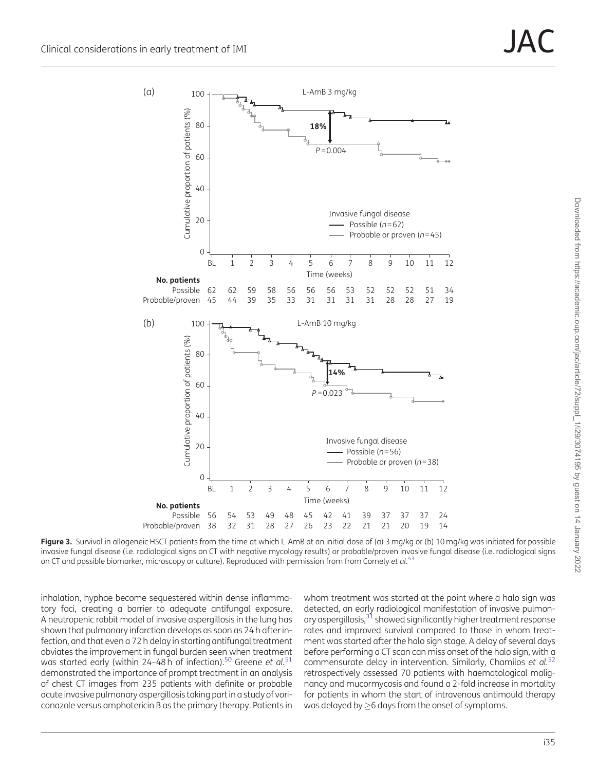**Figure 3.** Survival in allogeneic HSCT patients from the time at which L-AmB at an initial dose of (a) 3 mg/kg or (b) 10 mg/kg was initiated for possible invasive fungal disease (i.e. radiological signs on CT with negative mycology results) or probable/proven invasive fungal disease (i.e. radiological signs on CT and possible biomarker, microscopy or culture). Reproduced with permission from from Cornely *et al.*[43]

inhalation, hyphae become sequestered within dense inflammatory foci, creating a barrier to adequate antifungal exposure. A neutropenic rabbit model of invasive aspergillosis in the lung has shown that pulmonary infarction develops as soon as 24 h after infection, and that even a 72 h delay in starting antifungal treatment obviates the improvement in fungal burden seen when treatment was started early (within 24–48 h of infection).[50] Greene *et al.*[51] demonstrated the importance of prompt treatment in an analysis of chest CT images from 235 patients with definite or probable acute invasive pulmonary aspergillosis taking part in a study of voriconazole versus amphotericin B as the primary therapy. Patients in whom treatment was started at the point where a halo sign was detected, an early radiological manifestation of invasive pulmonary aspergillosis,[31] showed significantly higher treatment response rates and improved survival compared to those in whom treatment was started after the halo sign stage. A delay of several days before performing a CT scan can miss onset of the halo sign, with a commensurate delay in intervention. Similarly, Chamilos *et al.*[52] retrospectively assessed 70 patients with haematological malignancy and mucormycosis and found a 2-fold increase in mortality for patients in whom the start of intravenous antimould therapy was delayed by ≥6 days from the onset of symptoms.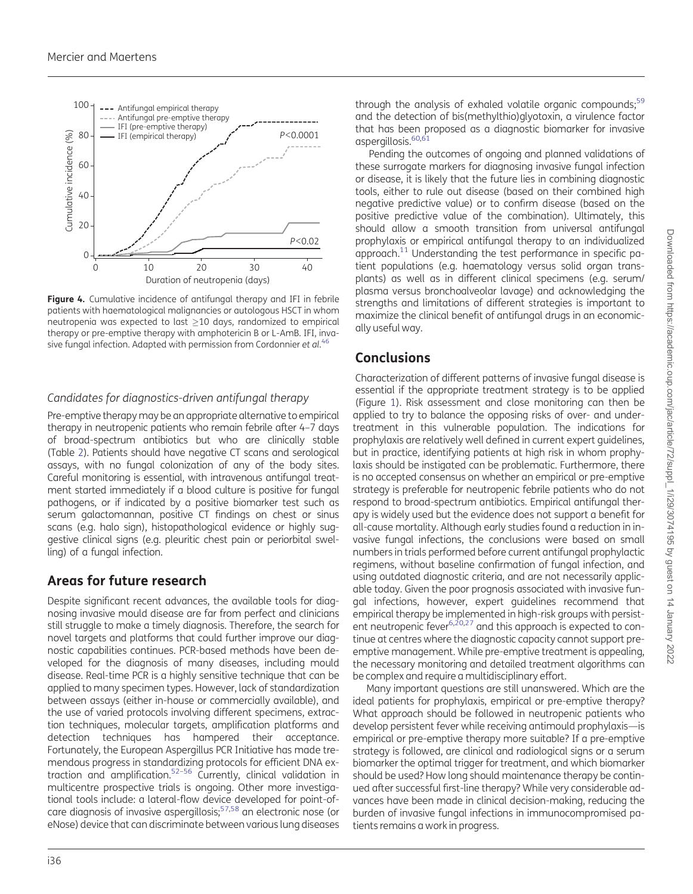**Figure 4.** Cumulative incidence of antifungal therapy and IFI in febrile patients with haematological malignancies or autologous HSCT in whom neutropenia was expected to last ≥10 days, randomized to empirical therapy or pre-emptive therapy with amphotericin B or L-AmB. IFI, invasive fungal infection. Adapted with permission from Cordonnier *et al.*[46]

### *Candidates for diagnostics-driven antifungal therapy*

Pre-emptive therapy may be an appropriate alternative to empirical therapy in neutropenic patients who remain febrile after 4–7 days of broad-spectrum antibiotics but who are clinically stable (Table 2). Patients should have negative CT scans and serological assays, with no fungal colonization of any of the body sites. Careful monitoring is essential, with intravenous antifungal treatment started immediately if a blood culture is positive for fungal pathogens, or if indicated by a positive biomarker test such as serum galactomannan, positive CT findings on chest or sinus scans (e.g. halo sign), histopathological evidence or highly suggestive clinical signs (e.g. pleuritic chest pain or periorbital swelling) of a fungal infection.

## Areas for future research

Despite significant recent advances, the available tools for diagnosing invasive mould disease are far from perfect and clinicians still struggle to make a timely diagnosis. Therefore, the search for novel targets and platforms that could further improve our diagnostic capabilities continues. PCR-based methods have been developed for the diagnosis of many diseases, including mould disease. Real-time PCR is a highly sensitive technique that can be applied to many specimen types. However, lack of standardization between assays (either in-house or commercially available), and the use of varied protocols involving different specimens, extraction techniques, molecular targets, amplification platforms and detection techniques has hampered their acceptance. Fortunately, the European Aspergillus PCR Initiative has made tremendous progress in standardizing protocols for efficient DNA extraction and amplification.[52–56] Currently, clinical validation in multicentre prospective trials is ongoing. Other more investigational tools include: a lateral-flow device developed for point-of-care diagnosis of invasive aspergillosis;[57,58] an electronic nose (or eNose) device that can discriminate between various lung diseases through the analysis of exhaled volatile organic compounds;[59] and the detection of bis(methylthio)glyotoxin, a virulence factor that has been proposed as a diagnostic biomarker for invasive aspergillosis.[60,61]

Pending the outcomes of ongoing and planned validations of these surrogate markers for diagnosing invasive fungal infection or disease, it is likely that the future lies in combining diagnostic tools, either to rule out disease (based on their combined high negative predictive value) or to confirm disease (based on the positive predictive value of the combination). Ultimately, this should allow a smooth transition from universal antifungal prophylaxis or empirical antifungal therapy to an individualized approach.[11] Understanding the test performance in specific patient populations (e.g. haematology versus solid organ transplants) as well as in different clinical specimens (e.g. serum/plasma versus bronchoalveolar lavage) and acknowledging the strengths and limitations of different strategies is important to maximize the clinical benefit of antifungal drugs in an economically useful way.

## Conclusions

Characterization of different patterns of invasive fungal disease is essential if the appropriate treatment strategy is to be applied (Figure 1). Risk assessment and close monitoring can then be applied to try to balance the opposing risks of over- and under-treatment in this vulnerable population. The indications for prophylaxis are relatively well defined in current expert guidelines, but in practice, identifying patients at high risk in whom prophylaxis should be instigated can be problematic. Furthermore, there is no accepted consensus on whether an empirical or pre-emptive strategy is preferable for neutropenic febrile patients who do not respond to broad-spectrum antibiotics. Empirical antifungal therapy is widely used but the evidence does not support a benefit for all-cause mortality. Although early studies found a reduction in invasive fungal infections, the conclusions were based on small numbers in trials performed before current antifungal prophylactic regimens, without baseline confirmation of fungal infection, and using outdated diagnostic criteria, and are not necessarily applicable today. Given the poor prognosis associated with invasive fungal infections, however, expert guidelines recommend that empirical therapy be implemented in high-risk groups with persistent neutropenic fever[6,20,27] and this approach is expected to continue at centres where the diagnostic capacity cannot support pre-emptive management. While pre-emptive treatment is appealing, the necessary monitoring and detailed treatment algorithms can be complex and require a multidisciplinary effort.

Many important questions are still unanswered. Which are the ideal patients for prophylaxis, empirical or pre-emptive therapy? What approach should be followed in neutropenic patients who develop persistent fever while receiving antimould prophylaxis—is empirical or pre-emptive therapy more suitable? If a pre-emptive strategy is followed, are clinical and radiological signs or a serum biomarker the optimal trigger for treatment, and which biomarker should be used? How long should maintenance therapy be continued after successful first-line therapy? While very considerable advances have been made in clinical decision-making, reducing the burden of invasive fungal infections in immunocompromised patients remains a work in progress.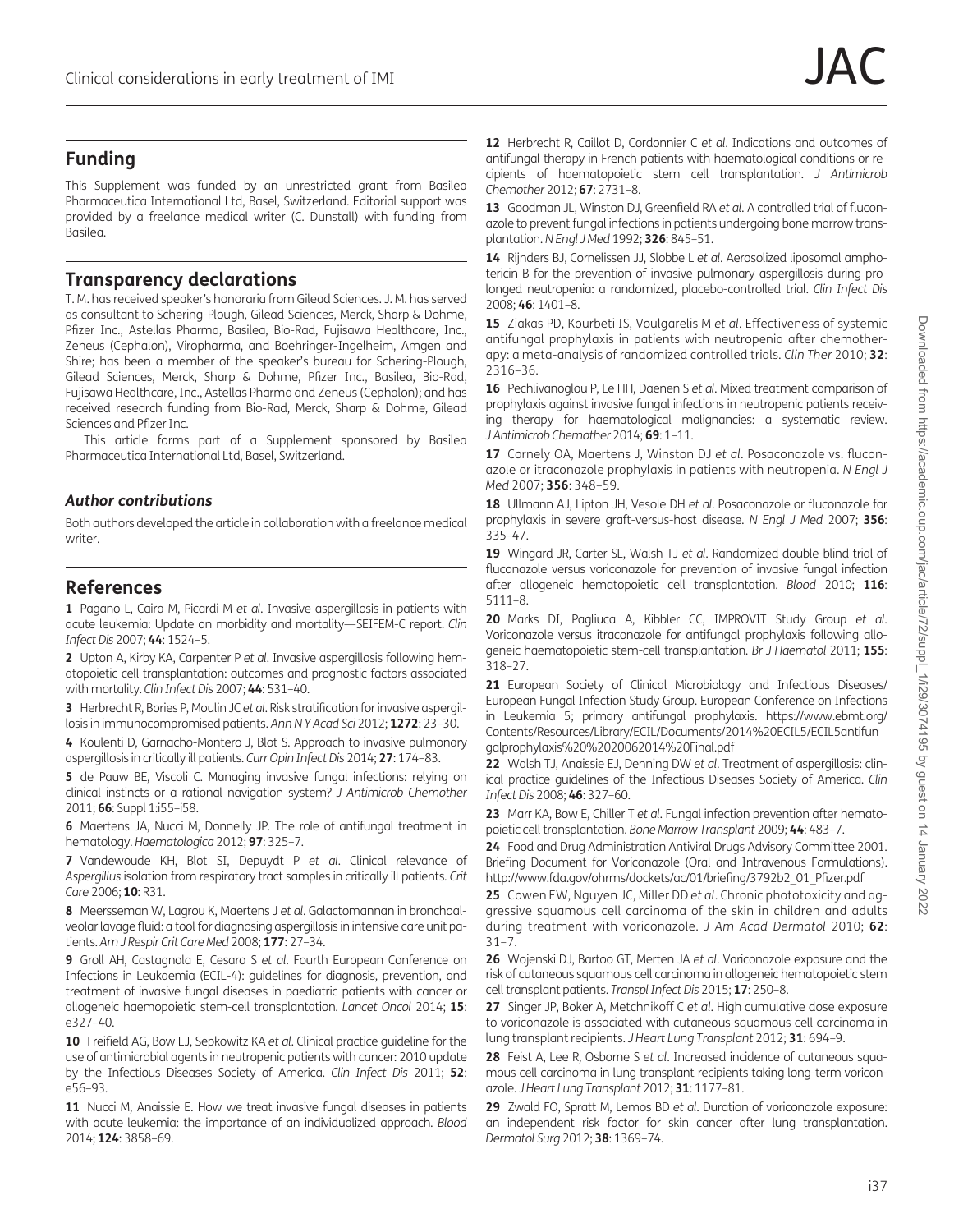## Funding

This Supplement was funded by an unrestricted grant from Basilea Pharmaceutica International Ltd, Basel, Switzerland. Editorial support was provided by a freelance medical writer (C. Dunstall) with funding from Basilea.

## Transparency declarations

T. M. has received speaker's honoraria from Gilead Sciences. J. M. has served as consultant to Schering-Plough, Gilead Sciences, Merck, Sharp & Dohme, Pfizer Inc., Astellas Pharma, Basilea, Bio-Rad, Fujisawa Healthcare, Inc., Zeneus (Cephalon), Viropharma, and Boehringer-Ingelheim, Amgen and Shire; has been a member of the speaker's bureau for Schering-Plough, Gilead Sciences, Merck, Sharp & Dohme, Pfizer Inc., Basilea, Bio-Rad, Fujisawa Healthcare, Inc., Astellas Pharma and Zeneus (Cephalon); and has received research funding from Bio-Rad, Merck, Sharp & Dohme, Gilead Sciences and Pfizer Inc.

This article forms part of a Supplement sponsored by Basilea Pharmaceutica International Ltd, Basel, Switzerland.

### Author contributions

Both authors developed the article in collaboration with a freelance medical writer.

## References

**1** Pagano L, Caira M, Picardi M *et al*. Invasive aspergillosis in patients with acute leukemia: Update on morbidity and mortality—SEIFEM-C report. *Clin Infect Dis* 2007; **44**: 1524–5.

**2** Upton A, Kirby KA, Carpenter P *et al*. Invasive aspergillosis following hematopoietic cell transplantation: outcomes and prognostic factors associated with mortality. *Clin Infect Dis* 2007; **44**: 531–40.

**3** Herbrecht R, Bories P, Moulin JC *et al*. Risk stratification for invasive aspergillosis in immunocompromised patients. *Ann N Y Acad Sci* 2012; **1272**: 23–30.

**4** Koulenti D, Garnacho-Montero J, Blot S. Approach to invasive pulmonary aspergillosis in critically ill patients. *Curr Opin Infect Dis* 2014; **27**: 174–83.

**5** de Pauw BE, Viscoli C. Managing invasive fungal infections: relying on clinical instincts or a rational navigation system? *J Antimicrob Chemother* 2011; **66**: Suppl 1:i55–i58.

**6** Maertens JA, Nucci M, Donnelly JP. The role of antifungal treatment in hematology. *Haematologica* 2012; **97**: 325–7.

**7** Vandewoude KH, Blot SI, Depuydt P *et al*. Clinical relevance of *Aspergillus* isolation from respiratory tract samples in critically ill patients. *Crit Care* 2006; **10**: R31.

**8** Meersseman W, Lagrou K, Maertens J *et al*. Galactomannan in bronchoalveolar lavage fluid: a tool for diagnosing aspergillosis in intensive care unit patients. *Am J Respir Crit Care Med* 2008; **177**: 27–34.

**9** Groll AH, Castagnola E, Cesaro S *et al*. Fourth European Conference on Infections in Leukaemia (ECIL-4): guidelines for diagnosis, prevention, and treatment of invasive fungal diseases in paediatric patients with cancer or allogeneic haemopoietic stem-cell transplantation. *Lancet Oncol* 2014; **15**: e327–40.

**10** Freifeld AG, Bow EJ, Sepkowitz KA *et al*. Clinical practice guideline for the use of antimicrobial agents in neutropenic patients with cancer: 2010 update by the Infectious Diseases Society of America. *Clin Infect Dis* 2011; **52**: e56–93.

**11** Nucci M, Anaissie E. How we treat invasive fungal diseases in patients with acute leukemia: the importance of an individualized approach. *Blood* 2014; **124**: 3858–69.

**12** Herbrecht R, Caillot D, Cordonnier C *et al*. Indications and outcomes of antifungal therapy in French patients with haematological conditions or recipients of haematopoietic stem cell transplantation. *J Antimicrob Chemother* 2012; **67**: 2731–8.

**13** Goodman JL, Winston DJ, Greenfield RA *et al*. A controlled trial of fluconazole to prevent fungal infections in patients undergoing bone marrow transplantation. *N Engl J Med* 1992; **326**: 845–51.

**14** Rijnders BJ, Cornelissen JJ, Slobbe L *et al*. Aerosolized liposomal amphotericin B for the prevention of invasive pulmonary aspergillosis during prolonged neutropenia: a randomized, placebo-controlled trial. *Clin Infect Dis* 2008; **46**: 1401–8.

**15** Ziakas PD, Kourbeti IS, Voulgarelis M *et al*. Effectiveness of systemic antifungal prophylaxis in patients with neutropenia after chemotherapy: a meta-analysis of randomized controlled trials. *Clin Ther* 2010; **32**: 2316–36.

**16** Pechlivanoglou P, Le HH, Daenen S *et al*. Mixed treatment comparison of prophylaxis against invasive fungal infections in neutropenic patients receiving therapy for haematological malignancies: a systematic review. *J Antimicrob Chemother* 2014; **69**: 1–11.

**17** Cornely OA, Maertens J, Winston DJ *et al*. Posaconazole vs. fluconazole or itraconazole prophylaxis in patients with neutropenia. *N Engl J Med* 2007; **356**: 348–59.

**18** Ullmann AJ, Lipton JH, Vesole DH *et al*. Posaconazole or fluconazole for prophylaxis in severe graft-versus-host disease. *N Engl J Med* 2007; **356**: 335–47.

**19** Wingard JR, Carter SL, Walsh TJ *et al*. Randomized double-blind trial of fluconazole versus voriconazole for prevention of invasive fungal infection after allogeneic hematopoietic cell transplantation. *Blood* 2010; **116**: 5111–8.

**20** Marks DI, Pagliuca A, Kibbler CC, IMPROVIT Study Group *et al*. Voriconazole versus itraconazole for antifungal prophylaxis following allogeneic haematopoietic stem-cell transplantation. *Br J Haematol* 2011; **155**: 318–27.

**21** European Society of Clinical Microbiology and Infectious Diseases/ European Fungal Infection Study Group. European Conference on Infections in Leukemia 5; primary antifungal prophylaxis. https://www.ebmt.org/Contents/Resources/Library/ECIL/Documents/2014%20ECIL5/ECIL5antifungalprophylaxis%20%2020062014%20Final.pdf

**22** Walsh TJ, Anaissie EJ, Denning DW *et al*. Treatment of aspergillosis: clinical practice guidelines of the Infectious Diseases Society of America. *Clin Infect Dis* 2008; **46**: 327–60.

**23** Marr KA, Bow E, Chiller T *et al*. Fungal infection prevention after hematopoietic cell transplantation. *Bone Marrow Transplant* 2009; **44**: 483–7.

**24** Food and Drug Administration Antiviral Drugs Advisory Committee 2001. Briefing Document for Voriconazole (Oral and Intravenous Formulations). http://www.fda.gov/ohrms/dockets/ac/01/briefing/3792b2_01_Pfizer.pdf

**25** Cowen EW, Nguyen JC, Miller DD *et al*. Chronic phototoxicity and aggressive squamous cell carcinoma of the skin in children and adults during treatment with voriconazole. *J Am Acad Dermatol* 2010; **62**: 31–7.

**26** Wojenski DJ, Bartoo GT, Merten JA *et al*. Voriconazole exposure and the risk of cutaneous squamous cell carcinoma in allogeneic hematopoietic stem cell transplant patients. *Transpl Infect Dis* 2015; **17**: 250–8.

**27** Singer JP, Boker A, Metchnikoff C *et al*. High cumulative dose exposure to voriconazole is associated with cutaneous squamous cell carcinoma in lung transplant recipients. *J Heart Lung Transplant* 2012; **31**: 694–9.

**28** Feist A, Lee R, Osborne S *et al*. Increased incidence of cutaneous squamous cell carcinoma in lung transplant recipients taking long-term voriconazole. *J Heart Lung Transplant* 2012; **31**: 1177–81.

**29** Zwald FO, Spratt M, Lemos BD *et al*. Duration of voriconazole exposure: an independent risk factor for skin cancer after lung transplantation. *Dermatol Surg* 2012; **38**: 1369–74.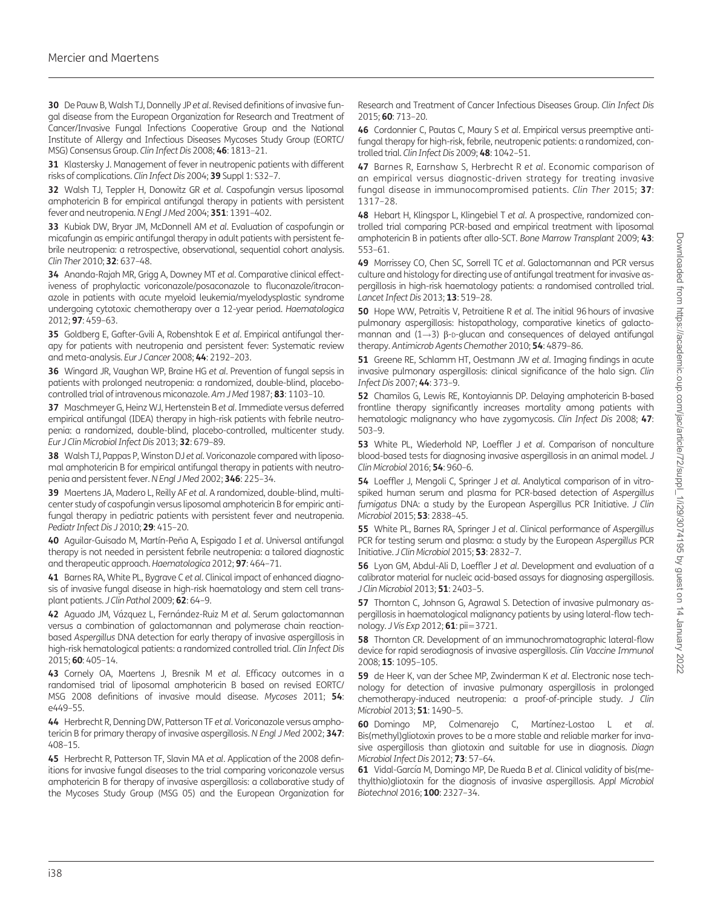**30** De Pauw B, Walsh TJ, Donnelly JP *et al*. Revised definitions of invasive fungal disease from the European Organization for Research and Treatment of Cancer/Invasive Fungal Infections Cooperative Group and the National Institute of Allergy and Infectious Diseases Mycoses Study Group (EORTC/MSG) Consensus Group. *Clin Infect Dis* 2008; **46**: 1813–21.

**31** Klastersky J. Management of fever in neutropenic patients with different risks of complications. *Clin Infect Dis* 2004; **39** Suppl 1: S32–7.

**32** Walsh TJ, Teppler H, Donowitz GR *et al*. Caspofungin versus liposomal amphotericin B for empirical antifungal therapy in patients with persistent fever and neutropenia. *N Engl J Med* 2004; **351**: 1391–402.

**33** Kubiak DW, Bryar JM, McDonnell AM *et al*. Evaluation of caspofungin or micafungin as empiric antifungal therapy in adult patients with persistent febrile neutropenia: a retrospective, observational, sequential cohort analysis. *Clin Ther* 2010; **32**: 637–48.

**34** Ananda-Rajah MR, Grigg A, Downey MT *et al*. Comparative clinical effectiveness of prophylactic voriconazole/posaconazole to fluconazole/itraconazole in patients with acute myeloid leukemia/myelodysplastic syndrome undergoing cytotoxic chemotherapy over a 12-year period. *Haematologica* 2012; **97**: 459–63.

**35** Goldberg E, Gafter-Gvili A, Robenshtok E *et al*. Empirical antifungal therapy for patients with neutropenia and persistent fever: Systematic review and meta-analysis. *Eur J Cancer* 2008; **44**: 2192–203.

**36** Wingard JR, Vaughan WP, Braine HG *et al*. Prevention of fungal sepsis in patients with prolonged neutropenia: a randomized, double-blind, placebo-controlled trial of intravenous miconazole. *Am J Med* 1987; **83**: 1103–10.

**37** Maschmeyer G, Heinz WJ, Hertenstein B *et al*. Immediate versus deferred empirical antifungal (IDEA) therapy in high-risk patients with febrile neutropenia: a randomized, double-blind, placebo-controlled, multicenter study. *Eur J Clin Microbiol Infect Dis* 2013; **32**: 679–89.

**38** Walsh TJ, Pappas P, Winston DJ *et al*. Voriconazole compared with liposomal amphotericin B for empirical antifungal therapy in patients with neutropenia and persistent fever. *N Engl J Med* 2002; **346**: 225–34.

**39** Maertens JA, Madero L, Reilly AF *et al*. A randomized, double-blind, multicenter study of caspofungin versus liposomal amphotericin B for empiric antifungal therapy in pediatric patients with persistent fever and neutropenia. *Pediatr Infect Dis J* 2010; **29**: 415–20.

**40** Aguilar-Guisado M, Martín-Peña A, Espigado I *et al*. Universal antifungal therapy is not needed in persistent febrile neutropenia: a tailored diagnostic and therapeutic approach. *Haematologica* 2012; **97**: 464–71.

**41** Barnes RA, White PL, Bygrave C *et al*. Clinical impact of enhanced diagnosis of invasive fungal disease in high-risk haematology and stem cell transplant patients. *J Clin Pathol* 2009; **62**: 64–9.

**42** Aguado JM, Vázquez L, Fernández-Ruiz M *et al*. Serum galactomannan versus a combination of galactomannan and polymerase chain reaction-based *Aspergillus* DNA detection for early therapy of invasive aspergillosis in high-risk hematological patients: a randomized controlled trial. *Clin Infect Dis* 2015; **60**: 405–14.

**43** Cornely OA, Maertens J, Bresnik M *et al*. Efficacy outcomes in a randomised trial of liposomal amphotericin B based on revised EORTC/MSG 2008 definitions of invasive mould disease. *Mycoses* 2011; **54**: e449–55.

**44** Herbrecht R, Denning DW, Patterson TF *et al*. Voriconazole versus amphotericin B for primary therapy of invasive aspergillosis. *N Engl J Med* 2002; **347**: 408–15.

**45** Herbrecht R, Patterson TF, Slavin MA *et al*. Application of the 2008 definitions for invasive fungal diseases to the trial comparing voriconazole versus amphotericin B for therapy of invasive aspergillosis: a collaborative study of the Mycoses Study Group (MSG 05) and the European Organization for Research and Treatment of Cancer Infectious Diseases Group. *Clin Infect Dis* 2015; **60**: 713–20.

**46** Cordonnier C, Pautas C, Maury S *et al*. Empirical versus preemptive antifungal therapy for high-risk, febrile, neutropenic patients: a randomized, controlled trial. *Clin Infect Dis* 2009; **48**: 1042–51.

**47** Barnes R, Earnshaw S, Herbrecht R *et al*. Economic comparison of an empirical versus diagnostic-driven strategy for treating invasive fungal disease in immunocompromised patients. *Clin Ther* 2015; **37**: 1317–28.

**48** Hebart H, Klingspor L, Klingebiel T *et al*. A prospective, randomized controlled trial comparing PCR-based and empirical treatment with liposomal amphotericin B in patients after allo-SCT. *Bone Marrow Transplant* 2009; **43**: 553–61.

**49** Morrissey CO, Chen SC, Sorrell TC *et al*. Galactomannan and PCR versus culture and histology for directing use of antifungal treatment for invasive aspergillosis in high-risk haematology patients: a randomised controlled trial. *Lancet Infect Dis* 2013; **13**: 519–28.

**50** Hope WW, Petraitis V, Petraitiene R *et al*. The initial 96 hours of invasive pulmonary aspergillosis: histopathology, comparative kinetics of galactomannan and (1→3) β-D-glucan and consequences of delayed antifungal therapy. *Antimicrob Agents Chemother* 2010; **54**: 4879–86.

**51** Greene RE, Schlamm HT, Oestmann JW *et al*. Imaging findings in acute invasive pulmonary aspergillosis: clinical significance of the halo sign. *Clin Infect Dis* 2007; **44**: 373–9.

**52** Chamilos G, Lewis RE, Kontoyiannis DP. Delaying amphotericin B-based frontline therapy significantly increases mortality among patients with hematologic malignancy who have zygomycosis. *Clin Infect Dis* 2008; **47**: 503–9.

**53** White PL, Wiederhold NP, Loeffler J *et al*. Comparison of nonculture blood-based tests for diagnosing invasive aspergillosis in an animal model. *J Clin Microbiol* 2016; **54**: 960–6.

**54** Loeffler J, Mengoli C, Springer J *et al*. Analytical comparison of in vitro-spiked human serum and plasma for PCR-based detection of *Aspergillus fumigatus* DNA: a study by the European Aspergillus PCR Initiative. *J Clin Microbiol* 2015; **53**: 2838–45.

**55** White PL, Barnes RA, Springer J *et al*. Clinical performance of *Aspergillus* PCR for testing serum and plasma: a study by the European *Aspergillus* PCR Initiative. *J Clin Microbiol* 2015; **53**: 2832–7.

**56** Lyon GM, Abdul-Ali D, Loeffler J *et al*. Development and evaluation of a calibrator material for nucleic acid-based assays for diagnosing aspergillosis. *J Clin Microbiol* 2013; **51**: 2403–5.

**57** Thornton C, Johnson G, Agrawal S. Detection of invasive pulmonary aspergillosis in haematological malignancy patients by using lateral-flow technology. *J Vis Exp* 2012; **61**: pii=3721.

**58** Thornton CR. Development of an immunochromatographic lateral-flow device for rapid serodiagnosis of invasive aspergillosis. *Clin Vaccine Immunol* 2008; **15**: 1095–105.

**59** de Heer K, van der Schee MP, Zwinderman K *et al*. Electronic nose technology for detection of invasive pulmonary aspergillosis in prolonged chemotherapy-induced neutropenia: a proof-of-principle study. *J Clin Microbiol* 2013; **51**: 1490–5.

**60** Domingo MP, Colmenarejo C, Martínez-Lostao L *et al*. Bis(methyl)gliotoxin proves to be a more stable and reliable marker for invasive aspergillosis than gliotoxin and suitable for use in diagnosis. *Diagn Microbiol Infect Dis* 2012; **73**: 57–64.

**61** Vidal-García M, Domingo MP, De Rueda B *et al*. Clinical validity of bis(methylthio)gliotoxin for the diagnosis of invasive aspergillosis. *Appl Microbiol Biotechnol* 2016; **100**: 2327–34.